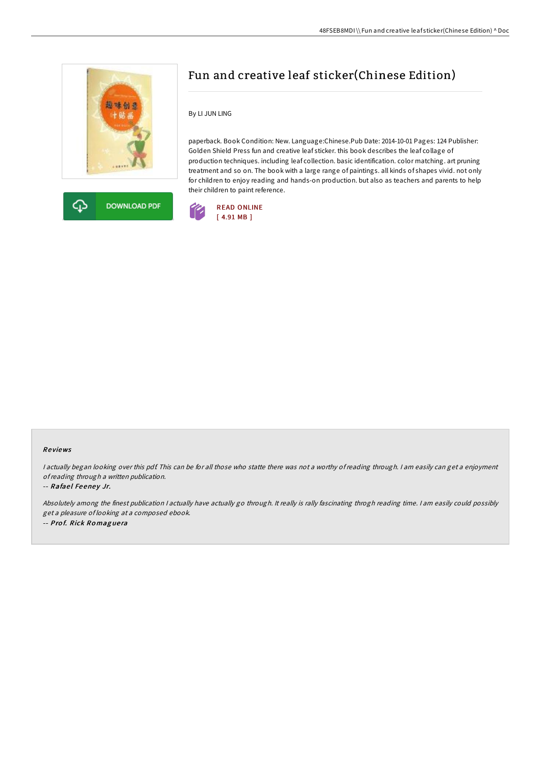# Fun and creative leaf sticker(Chinese Edition)

By LI JUN LING

paperback. Book Condition: New. Language:Chinese.Pub Date: 2014-10-01 Pages: 124 Publisher: Golden Shield Press fun and creative leaf sticker. this book describes the leaf collage of production techniques. including leaf collection. basic identification. color matching. art pruning treatment and so on. The book with a large range of paintings. all kinds of shapes vivid. not only for children to enjoy reading and hands-on production. but also as teachers and parents to help their children to paint reference.

DOWNLOAD PDF

READ ONLINE
[ 4.91 MB ]

### Reviews

*I actually began looking over this pdf. This can be for all those who statte there was not a worthy of reading through. I am easily can get a enjoyment of reading through a written publication.*

-- ***Rafael Feeney Jr.***

*Absolutely among the finest publication I actually have actually go through. It really is rally fascinating throgh reading time. I am easily could possibly get a pleasure of looking at a composed ebook.*

-- ***Prof. Rick Romaguera***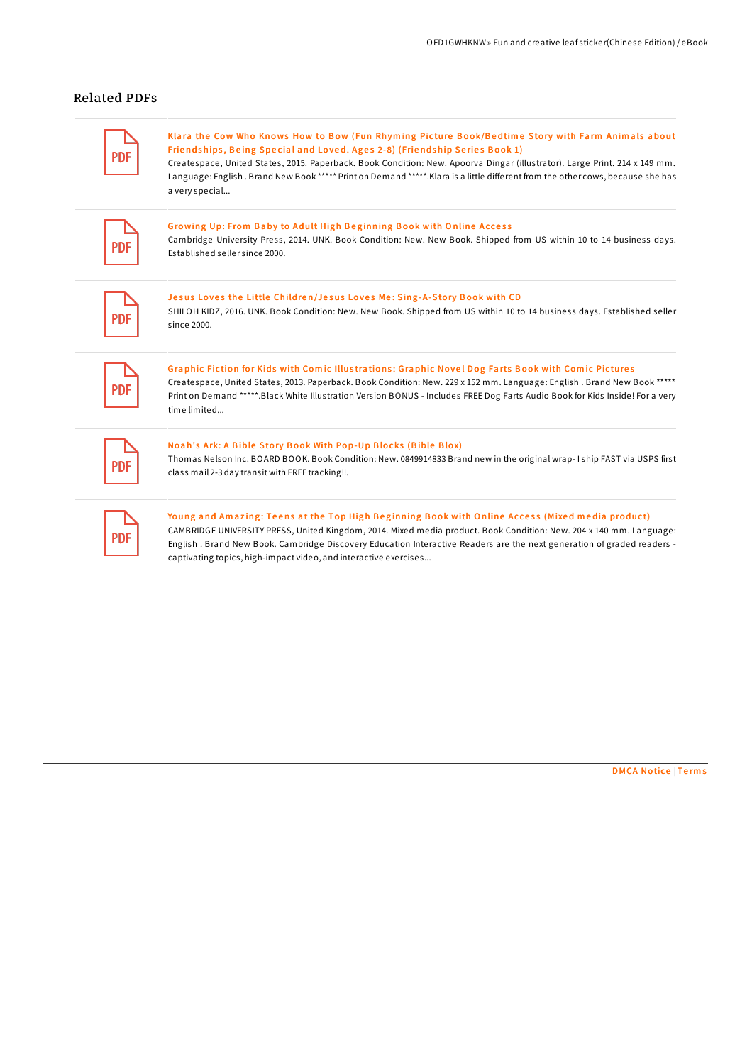## Related PDFs

PDF

**Klara the Cow Who Knows How to Bow (Fun Rhyming Picture Book/Bedtime Story with Farm Animals about Friendships, Being Special and Loved. Ages 2-8) (Friendship Series Book 1)**

Createspace, United States, 2015. Paperback. Book Condition: New. Apoorva Dingar (illustrator). Large Print. 214 x 149 mm. Language: English . Brand New Book ***** Print on Demand *****.Klara is a little different from the other cows, because she has a very special...

PDF

**Growing Up: From Baby to Adult High Beginning Book with Online Access**

Cambridge University Press, 2014. UNK. Book Condition: New. New Book. Shipped from US within 10 to 14 business days. Established seller since 2000.

PDF

**Jesus Loves the Little Children/Jesus Loves Me: Sing-A-Story Book with CD**

SHILOH KIDZ, 2016. UNK. Book Condition: New. New Book. Shipped from US within 10 to 14 business days. Established seller since 2000.

PDF

**Graphic Fiction for Kids with Comic Illustrations: Graphic Novel Dog Farts Book with Comic Pictures**

Createspace, United States, 2013. Paperback. Book Condition: New. 229 x 152 mm. Language: English . Brand New Book ***** Print on Demand *****.Black White Illustration Version BONUS - Includes FREE Dog Farts Audio Book for Kids Inside! For a very time limited...

PDF

**Noah's Ark: A Bible Story Book With Pop-Up Blocks (Bible Blox)**

Thomas Nelson Inc. BOARD BOOK. Book Condition: New. 0849914833 Brand new in the original wrap- I ship FAST via USPS first class mail 2-3 day transit with FREE tracking!!.

PDF

**Young and Amazing: Teens at the Top High Beginning Book with Online Access (Mixed media product)**

CAMBRIDGE UNIVERSITY PRESS, United Kingdom, 2014. Mixed media product. Book Condition: New. 204 x 140 mm. Language: English . Brand New Book. Cambridge Discovery Education Interactive Readers are the next generation of graded readers - captivating topics, high-impact video, and interactive exercises...